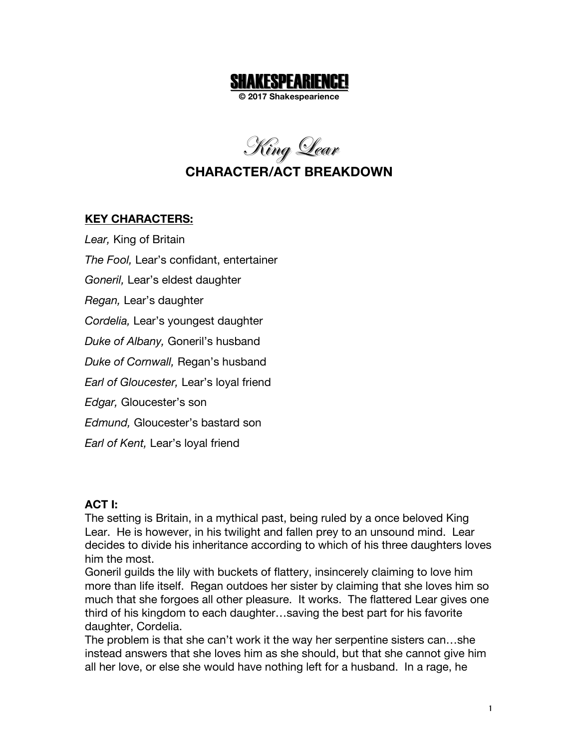**SHAKESPEARIENCE!**

**© 2017 Shakespearience**

# *King Lear*

## CHARACTER/ACT BREAKDOWN

**KEY CHARACTERS:**

*Lear,* King of Britain

*The Fool,* Lear's confidant, entertainer

*Goneril,* Lear's eldest daughter

*Regan,* Lear's daughter

*Cordelia,* Lear's youngest daughter

*Duke of Albany,* Goneril's husband

*Duke of Cornwall,* Regan's husband

*Earl of Gloucester,* Lear's loyal friend

*Edgar,* Gloucester's son

*Edmund,* Gloucester's bastard son

*Earl of Kent,* Lear's loyal friend

**ACT I:**

The setting is Britain, in a mythical past, being ruled by a once beloved King Lear. He is however, in his twilight and fallen prey to an unsound mind. Lear decides to divide his inheritance according to which of his three daughters loves him the most.

Goneril guilds the lily with buckets of flattery, insincerely claiming to love him more than life itself. Regan outdoes her sister by claiming that she loves him so much that she forgoes all other pleasure. It works. The flattered Lear gives one third of his kingdom to each daughter…saving the best part for his favorite daughter, Cordelia.

The problem is that she can't work it the way her serpentine sisters can…she instead answers that she loves him as she should, but that she cannot give him all her love, or else she would have nothing left for a husband. In a rage, he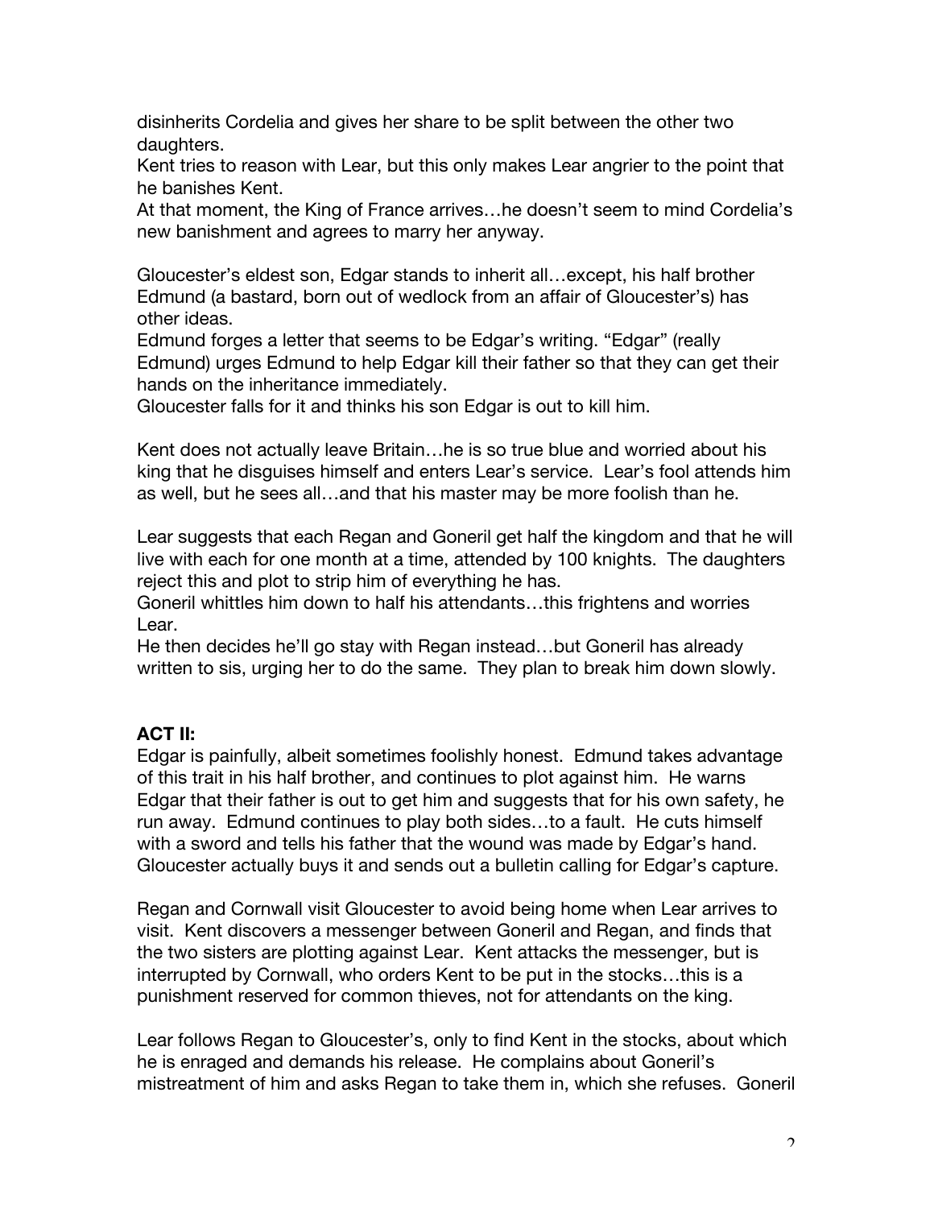disinherits Cordelia and gives her share to be split between the other two daughters.
Kent tries to reason with Lear, but this only makes Lear angrier to the point that he banishes Kent.
At that moment, the King of France arrives…he doesn't seem to mind Cordelia's new banishment and agrees to marry her anyway.

Gloucester's eldest son, Edgar stands to inherit all…except, his half brother Edmund (a bastard, born out of wedlock from an affair of Gloucester's) has other ideas.
Edmund forges a letter that seems to be Edgar's writing. "Edgar" (really Edmund) urges Edmund to help Edgar kill their father so that they can get their hands on the inheritance immediately.
Gloucester falls for it and thinks his son Edgar is out to kill him.

Kent does not actually leave Britain…he is so true blue and worried about his king that he disguises himself and enters Lear's service. Lear's fool attends him as well, but he sees all…and that his master may be more foolish than he.

Lear suggests that each Regan and Goneril get half the kingdom and that he will live with each for one month at a time, attended by 100 knights. The daughters reject this and plot to strip him of everything he has.
Goneril whittles him down to half his attendants…this frightens and worries Lear.
He then decides he'll go stay with Regan instead…but Goneril has already written to sis, urging her to do the same. They plan to break him down slowly.

**ACT II:**

Edgar is painfully, albeit sometimes foolishly honest. Edmund takes advantage of this trait in his half brother, and continues to plot against him. He warns Edgar that their father is out to get him and suggests that for his own safety, he run away. Edmund continues to play both sides…to a fault. He cuts himself with a sword and tells his father that the wound was made by Edgar's hand. Gloucester actually buys it and sends out a bulletin calling for Edgar's capture.

Regan and Cornwall visit Gloucester to avoid being home when Lear arrives to visit. Kent discovers a messenger between Goneril and Regan, and finds that the two sisters are plotting against Lear. Kent attacks the messenger, but is interrupted by Cornwall, who orders Kent to be put in the stocks…this is a punishment reserved for common thieves, not for attendants on the king.

Lear follows Regan to Gloucester's, only to find Kent in the stocks, about which he is enraged and demands his release. He complains about Goneril's mistreatment of him and asks Regan to take them in, which she refuses. Goneril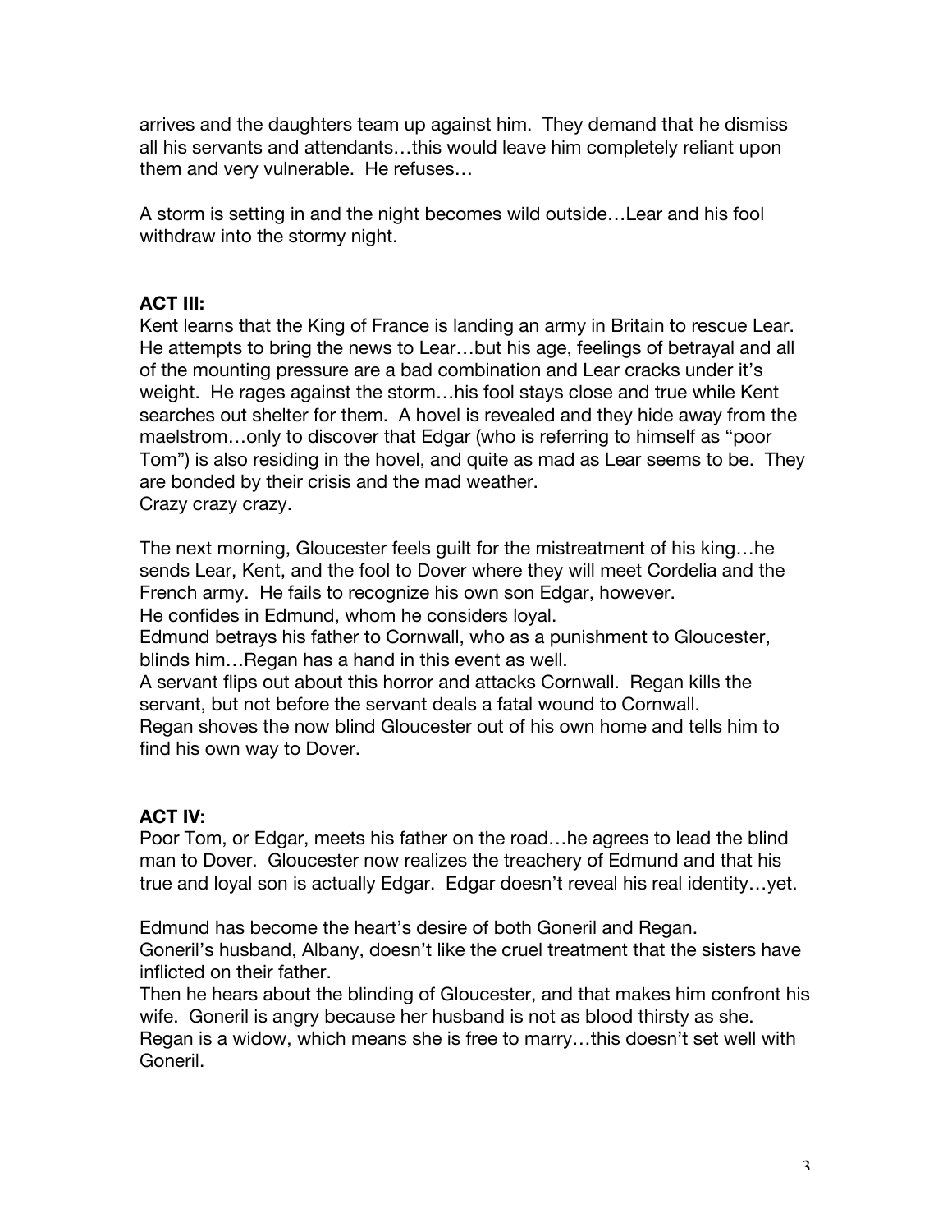arrives and the daughters team up against him. They demand that he dismiss all his servants and attendants…this would leave him completely reliant upon them and very vulnerable. He refuses…

A storm is setting in and the night becomes wild outside…Lear and his fool withdraw into the stormy night.

**ACT III:**

Kent learns that the King of France is landing an army in Britain to rescue Lear. He attempts to bring the news to Lear…but his age, feelings of betrayal and all of the mounting pressure are a bad combination and Lear cracks under it's weight. He rages against the storm…his fool stays close and true while Kent searches out shelter for them. A hovel is revealed and they hide away from the maelstrom…only to discover that Edgar (who is referring to himself as "poor Tom") is also residing in the hovel, and quite as mad as Lear seems to be. They are bonded by their crisis and the mad weather.
Crazy crazy crazy.

The next morning, Gloucester feels guilt for the mistreatment of his king…he sends Lear, Kent, and the fool to Dover where they will meet Cordelia and the French army. He fails to recognize his own son Edgar, however.
He confides in Edmund, whom he considers loyal.
Edmund betrays his father to Cornwall, who as a punishment to Gloucester, blinds him…Regan has a hand in this event as well.
A servant flips out about this horror and attacks Cornwall. Regan kills the servant, but not before the servant deals a fatal wound to Cornwall.
Regan shoves the now blind Gloucester out of his own home and tells him to find his own way to Dover.

**ACT IV:**

Poor Tom, or Edgar, meets his father on the road…he agrees to lead the blind man to Dover. Gloucester now realizes the treachery of Edmund and that his true and loyal son is actually Edgar. Edgar doesn't reveal his real identity…yet.

Edmund has become the heart's desire of both Goneril and Regan.
Goneril's husband, Albany, doesn't like the cruel treatment that the sisters have inflicted on their father.
Then he hears about the blinding of Gloucester, and that makes him confront his wife. Goneril is angry because her husband is not as blood thirsty as she.
Regan is a widow, which means she is free to marry…this doesn't set well with Goneril.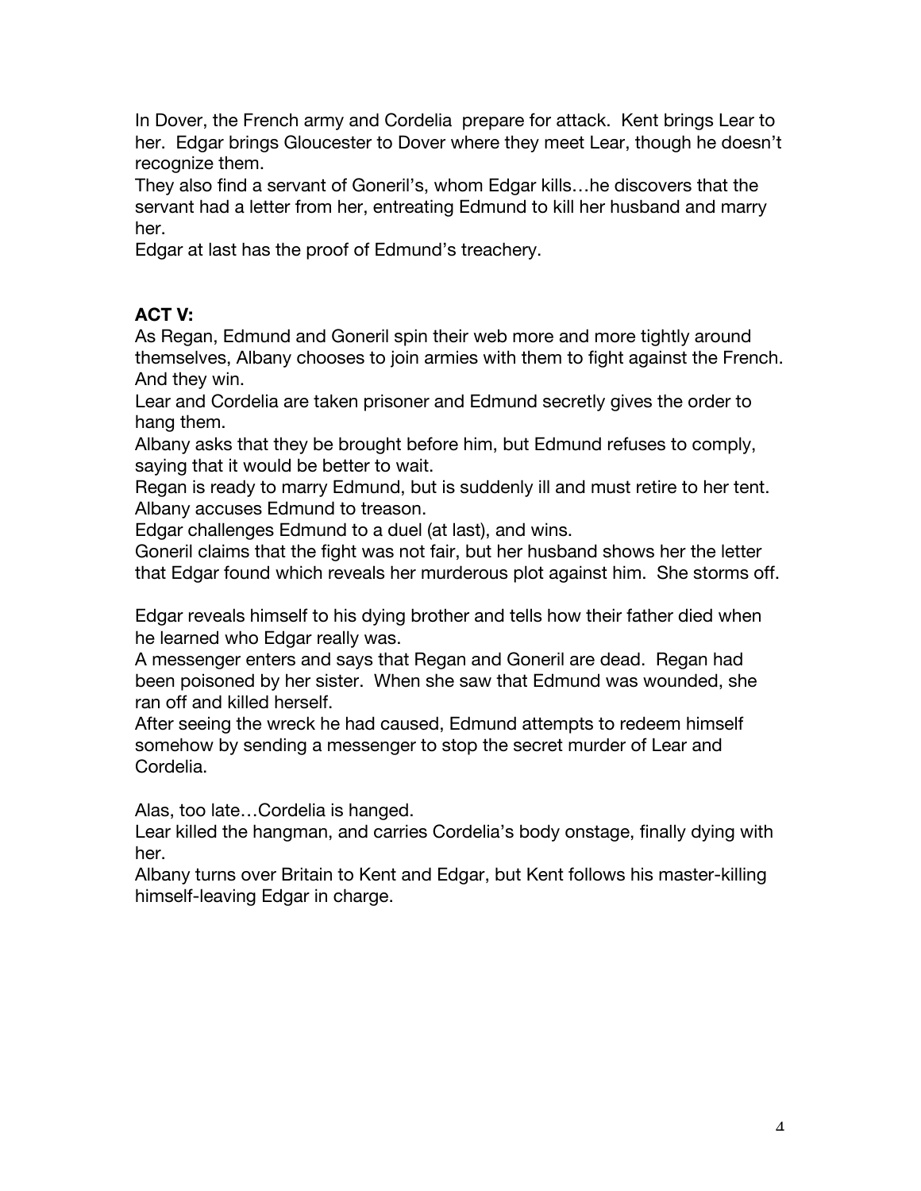In Dover, the French army and Cordelia prepare for attack. Kent brings Lear to her. Edgar brings Gloucester to Dover where they meet Lear, though he doesn't recognize them.
They also find a servant of Goneril's, whom Edgar kills…he discovers that the servant had a letter from her, entreating Edmund to kill her husband and marry her.
Edgar at last has the proof of Edmund's treachery.

**ACT V:**
As Regan, Edmund and Goneril spin their web more and more tightly around themselves, Albany chooses to join armies with them to fight against the French. And they win.
Lear and Cordelia are taken prisoner and Edmund secretly gives the order to hang them.
Albany asks that they be brought before him, but Edmund refuses to comply, saying that it would be better to wait.
Regan is ready to marry Edmund, but is suddenly ill and must retire to her tent.
Albany accuses Edmund to treason.
Edgar challenges Edmund to a duel (at last), and wins.
Goneril claims that the fight was not fair, but her husband shows her the letter that Edgar found which reveals her murderous plot against him. She storms off.

Edgar reveals himself to his dying brother and tells how their father died when he learned who Edgar really was.
A messenger enters and says that Regan and Goneril are dead. Regan had been poisoned by her sister. When she saw that Edmund was wounded, she ran off and killed herself.
After seeing the wreck he had caused, Edmund attempts to redeem himself somehow by sending a messenger to stop the secret murder of Lear and Cordelia.

Alas, too late…Cordelia is hanged.
Lear killed the hangman, and carries Cordelia's body onstage, finally dying with her.
Albany turns over Britain to Kent and Edgar, but Kent follows his master-killing himself-leaving Edgar in charge.